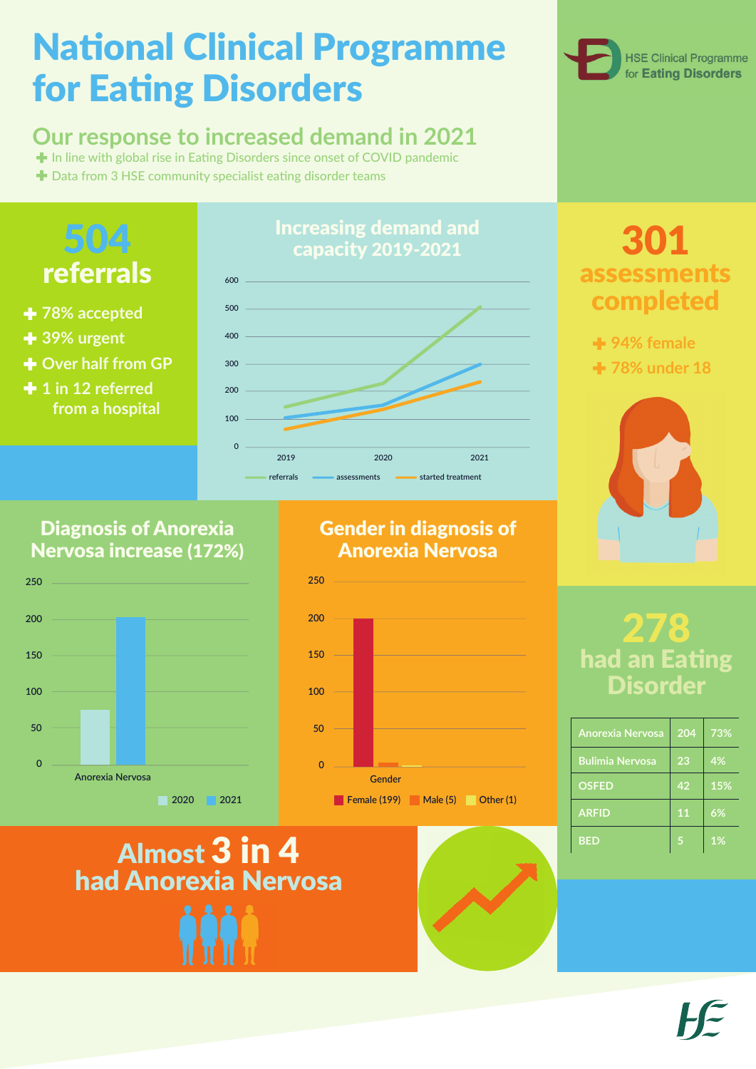# National Clinical Programme for Eating Disorders

HSE Clinical Programme for **Eating Disorders**

## Our response to increased demand in 2021

- In line with global rise in Eating Disorders since onset of COVID pandemic
- Data from 3 HSE community specialist eating disorder teams

## 504 referrals

- 78% accepted
- 39% urgent
- Over half from GP
- 1 in 12 referred from a hospital

## Increasing demand and capacity 2019-2021

referrals · assessments · started treatment

## 301 assessments completed

- 94% female
- 78% under 18

## Diagnosis of Anorexia Nervosa increase (172%)

Anorexia Nervosa — 2020, 2021

## Gender in diagnosis of Anorexia Nervosa

Gender — Female (199), Male (5), Other (1)

## 278 had an Eating Disorder

| Diagnosis | Number | % |
|---|---|---|
| Anorexia Nervosa | 204 | 73% |
| Bulimia Nervosa | 23 | 4% |
| OSFED | 42 | 15% |
| ARFID | 11 | 6% |
| BED | 5 | 1% |

## Almost 3 in 4 had Anorexia Nervosa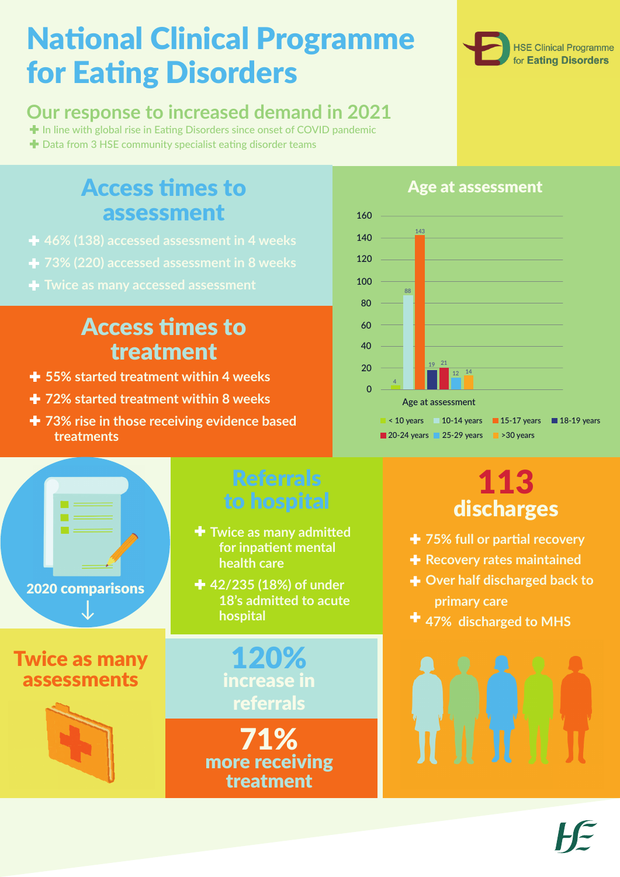# National Clinical Programme for Eating Disorders

HSE Clinical Programme for Eating Disorders

## Our response to increased demand in 2021

- In line with global rise in Eating Disorders since onset of COVID pandemic
- Data from 3 HSE community specialist eating disorder teams

## Access times to assessment

- 46% (138) accessed assessment in 4 weeks
- 73% (220) accessed assessment in 8 weeks
- Twice as many accessed assessment

## Age at assessment

160
140
120
100
80
60
40
20
0

4
88
143
19
21
12
14

Age at assessment

< 10 years
10-14 years
15-17 years
18-19 years
20-24 years
25-29 years
>30 years

## Access times to treatment

- 55% started treatment within 4 weeks
- 72% started treatment within 8 weeks
- 73% rise in those receiving evidence based treatments

2020 comparisons

## Referrals to hospital

- Twice as many admitted for inpatient mental health care
- 42/235 (18%) of under 18's admitted to acute hospital

## 113 discharges

- 75% full or partial recovery
- Recovery rates maintained
- Over half discharged back to primary care
- 47% discharged to MHS

## Twice as many assessments

## 120% increase in referrals

## 71% more receiving treatment

HSE